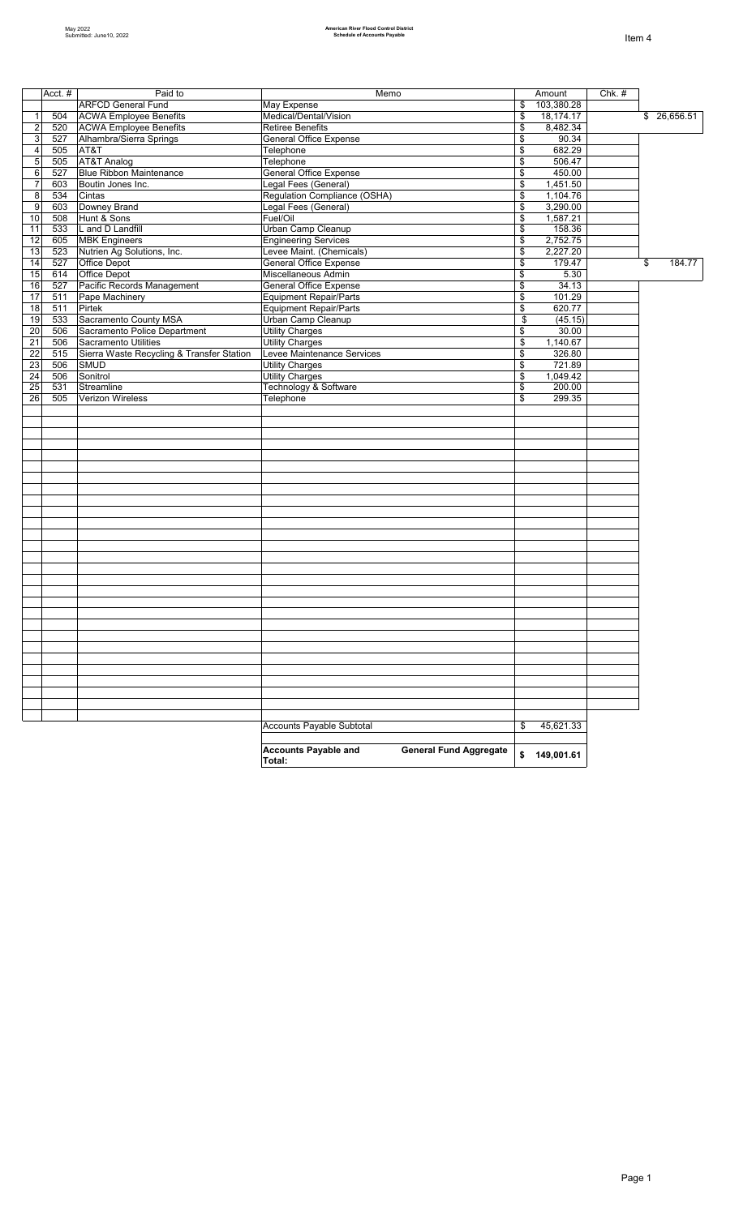May 2022
Submitted: June10, 2022

**American River Flood Control District**
**Schedule of Accounts Payable**

Item 4

| | Acct. # | Paid to | Memo | Amount | Chk. # | |
|---|---|---|---|---|---|---|
| | | ARFCD General Fund | May Expense | $ 103,380.28 | | |
| 1 | 504 | ACWA Employee Benefits | Medical/Dental/Vision | $ 18,174.17 | | $ 26,656.51 |
| 2 | 520 | ACWA Employee Benefits | Retiree Benefits | $ 8,482.34 | | |
| 3 | 527 | Alhambra/Sierra Springs | General Office Expense | $ 90.34 | | |
| 4 | 505 | AT&T | Telephone | $ 682.29 | | |
| 5 | 505 | AT&T Analog | Telephone | $ 506.47 | | |
| 6 | 527 | Blue Ribbon Maintenance | General Office Expense | $ 450.00 | | |
| 7 | 603 | Boutin Jones Inc. | Legal Fees (General) | $ 1,451.50 | | |
| 8 | 534 | Cintas | Regulation Compliance (OSHA) | $ 1,104.76 | | |
| 9 | 603 | Downey Brand | Legal Fees (General) | $ 3,290.00 | | |
| 10 | 508 | Hunt & Sons | Fuel/Oil | $ 1,587.21 | | |
| 11 | 533 | L and D Landfill | Urban Camp Cleanup | $ 158.36 | | |
| 12 | 605 | MBK Engineers | Engineering Services | $ 2,752.75 | | |
| 13 | 523 | Nutrien Ag Solutions, Inc. | Levee Maint. (Chemicals) | $ 2,227.20 | | |
| 14 | 527 | Office Depot | General Office Expense | $ 179.47 | | $ 184.77 |
| 15 | 614 | Office Depot | Miscellaneous Admin | $ 5.30 | | |
| 16 | 527 | Pacific Records Management | General Office Expense | $ 34.13 | | |
| 17 | 511 | Pape Machinery | Equipment Repair/Parts | $ 101.29 | | |
| 18 | 511 | Pirtek | Equipment Repair/Parts | $ 620.77 | | |
| 19 | 533 | Sacramento County MSA | Urban Camp Cleanup | $ (45.15) | | |
| 20 | 506 | Sacramento Police Department | Utility Charges | $ 30.00 | | |
| 21 | 506 | Sacramento Utilities | Utility Charges | $ 1,140.67 | | |
| 22 | 515 | Sierra Waste Recycling & Transfer Station | Levee Maintenance Services | $ 326.80 | | |
| 23 | 506 | SMUD | Utility Charges | $ 721.89 | | |
| 24 | 506 | Sonitrol | Utility Charges | $ 1,049.42 | | |
| 25 | 531 | Streamline | Technology & Software | $ 200.00 | | |
| 26 | 505 | Verizon Wireless | Telephone | $ 299.35 | | |
| | | | Accounts Payable Subtotal | $ 45,621.33 | | |
| | | | **Accounts Payable and General Fund Aggregate Total:** | **$ 149,001.61** | | |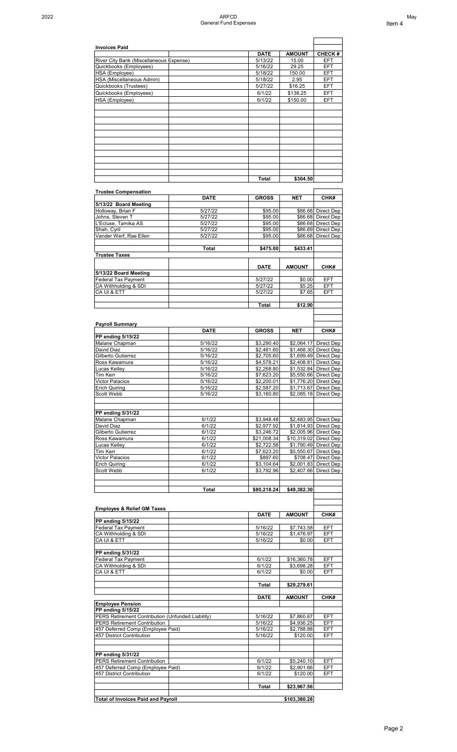# ARFCD
## General Fund Expenses

2022 May

Item 4

### Invoices Paid

| | | DATE | AMOUNT | CHECK # |
|---|---|---|---|---|
| River City Bank (Miscellaneous Expense) | | 5/13/22 | 15.00 | EFT |
| Quickbooks (Employees) | | 5/16/22 | 29.25 | EFT |
| HSA (Employee) | | 5/18/22 | 150.00 | EFT |
| HSA (Miscellaneous Admin) | | 5/18/22 | 2.95 | EFT |
| Quickbooks (Trustees) | | 5/27/22 | $16.25 | EFT |
| Quickbooks (Employees) | | 6/1/22 | $138.25 | EFT |
| HSA (Employee) | | 6/1/22 | $150.00 | EFT |
| | | Total | $304.50 | |

### Trustee Compensation

| | DATE | GROSS | NET | CHK# |
|---|---|---|---|---|
| **5/13/22 Board Meeting** | | | | |
| Holloway, Brian F | 5/27/22 | $95.00 | $86.68 | Direct Dep |
| Johns, Steven T | 5/27/22 | $95.00 | $86.68 | Direct Dep |
| L'Ecluse, Tamika AS | 5/27/22 | $95.00 | $86.68 | Direct Dep |
| Shah, Cyril | 5/27/22 | $95.00 | $86.69 | Direct Dep |
| Vander Werf, Rae Ellen | 5/27/22 | $95.00 | $86.68 | Direct Dep |
| | Total | $475.00 | $433.41 | |

### Trustee Taxes

| | | DATE | AMOUNT | CHK# |
|---|---|---|---|---|
| **5/13/22 Board Meeting** | | | | |
| Federal Tax Payment | | 5/27/22 | $0.00 | EFT |
| CA Withholding & SDI | | 5/27/22 | $5.25 | EFT |
| CA UI & ETT | | 5/27/22 | $7.65 | EFT |
| | | Total | $12.90 | |

### Payroll Summary

| | DATE | GROSS | NET | CHK# |
|---|---|---|---|---|
| **PP ending 5/15/22** | | | | |
| Malane Chapman | 5/16/22 | $3,290.40 | $2,064.17 | Direct Dep |
| David Diaz | 5/16/22 | $2,481.60 | $1,468.30 | Direct Dep |
| Gilberto Gutierrez | 5/16/22 | $2,705.60 | $1,699.49 | Direct Dep |
| Ross Kawamura | 5/16/22 | $4,578.21 | $2,408.81 | Direct Dep |
| Lucas Kelley | 5/16/22 | $2,268.80 | $1,532.84 | Direct Dep |
| Tim Kerr | 5/16/22 | $7,623.20 | $5,550.66 | Direct Dep |
| Victor Palacios | 5/16/22 | $2,200.01 | $1,776.20 | Direct Dep |
| Erich Quiring | 5/16/22 | $2,587.20 | $1,713.67 | Direct Dep |
| Scott Webb | 5/16/22 | $3,160.80 | $2,085.18 | Direct Dep |
| **PP ending 5/31/22** | | | | |
| Malane Chapman | 6/1/22 | $3,948.48 | $2,483.95 | Direct Dep |
| David Diaz | 6/1/22 | $2,977.92 | $1,814.93 | Direct Dep |
| Gilberto Gutierrez | 6/1/22 | $3,246.72 | $2,005.96 | Direct Dep |
| Ross Kawamura | 6/1/22 | $21,008.34 | $10,319.02 | Direct Dep |
| Lucas Kelley | 6/1/22 | $2,722.56 | $1,790.49 | Direct Dep |
| Tim Kerr | 6/1/22 | $7,623.20 | $5,550.67 | Direct Dep |
| Victor Palacios | 6/1/22 | $897.60 | $708.47 | Direct Dep |
| Erich Quiring | 6/1/22 | $3,104.64 | $2,001.83 | Direct Dep |
| Scott Webb | 6/1/22 | $3,792.96 | $2,407.66 | Direct Dep |
| | Total | $80,218.24 | $49,382.30 | |

### Employee & Relief GM Taxes

| | | DATE | AMOUNT | CHK# |
|---|---|---|---|---|
| **PP ending 5/15/22** | | | | |
| Federal Tax Payment | | 5/16/22 | $7,743.58 | EFT |
| CA Withholding & SDI | | 5/16/22 | $1,476.97 | EFT |
| CA UI & ETT | | 5/16/22 | $0.00 | EFT |
| **PP ending 5/31/22** | | | | |
| Federal Tax Payment | | 6/1/22 | $16,360.78 | EFT |
| CA Withholding & SDI | | 6/1/22 | $3,698.28 | EFT |
| CA UI & ETT | | 6/1/22 | $0.00 | EFT |
| | | Total | $29,279.61 | |

### Employee Pension

| | | DATE | AMOUNT | CHK# |
|---|---|---|---|---|
| **PP ending 5/15/22** | | | | |
| PERS Retirement Contribution (Unfunded Liability) | | 5/16/22 | $7,860.67 | EFT |
| PERS Retirement Contribution | | 5/16/22 | $4,936.25 | EFT |
| 457 Deferred Comp (Employee Paid) | | 5/16/22 | $2,788.88 | EFT |
| 457 District Contribution | | 5/16/22 | $120.00 | EFT |
| **PP ending 5/31/22** | | | | |
| PERS Retirement Contribution | | 6/1/22 | $5,240.10 | EFT |
| 457 Deferred Comp (Employee Paid) | | 6/1/22 | $2,901.66 | EFT |
| 457 District Contribution | | 6/1/22 | $120.00 | EFT |
| | | Total | $23,967.56 | |

| | |
|---|---|
| **Total of Invoices Paid and Payroll** | $103,380.28 |